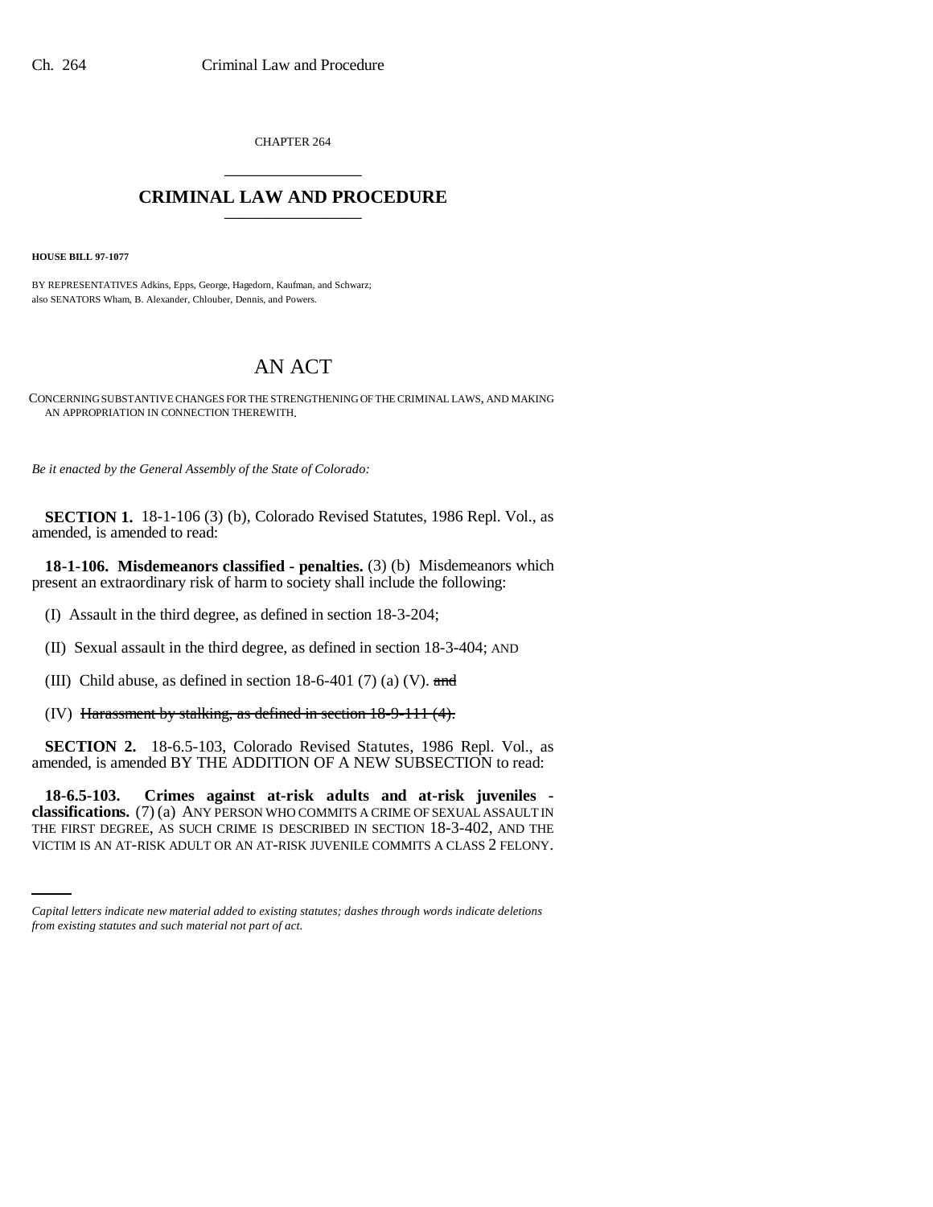CHAPTER 264

## CRIMINAL LAW AND PROCEDURE

**HOUSE BILL 97-1077**

BY REPRESENTATIVES Adkins, Epps, George, Hagedorn, Kaufman, and Schwarz;
also SENATORS Wham, B. Alexander, Chlouber, Dennis, and Powers.

# AN ACT

CONCERNING SUBSTANTIVE CHANGES FOR THE STRENGTHENING OF THE CRIMINAL LAWS, AND MAKING AN APPROPRIATION IN CONNECTION THEREWITH.

*Be it enacted by the General Assembly of the State of Colorado:*

**SECTION 1.** 18-1-106 (3) (b), Colorado Revised Statutes, 1986 Repl. Vol., as amended, is amended to read:

**18-1-106. Misdemeanors classified - penalties.** (3) (b) Misdemeanors which present an extraordinary risk of harm to society shall include the following:

(I) Assault in the third degree, as defined in section 18-3-204;

(II) Sexual assault in the third degree, as defined in section 18-3-404; AND

(III) Child abuse, as defined in section 18-6-401 (7) (a) (V). ~~and~~

(IV) ~~Harassment by stalking, as defined in section 18-9-111 (4).~~

**SECTION 2.** 18-6.5-103, Colorado Revised Statutes, 1986 Repl. Vol., as amended, is amended BY THE ADDITION OF A NEW SUBSECTION to read:

**18-6.5-103. Crimes against at-risk adults and at-risk juveniles - classifications.** (7) (a) ANY PERSON WHO COMMITS A CRIME OF SEXUAL ASSAULT IN THE FIRST DEGREE, AS SUCH CRIME IS DESCRIBED IN SECTION 18-3-402, AND THE VICTIM IS AN AT-RISK ADULT OR AN AT-RISK JUVENILE COMMITS A CLASS 2 FELONY.

*Capital letters indicate new material added to existing statutes; dashes through words indicate deletions from existing statutes and such material not part of act.*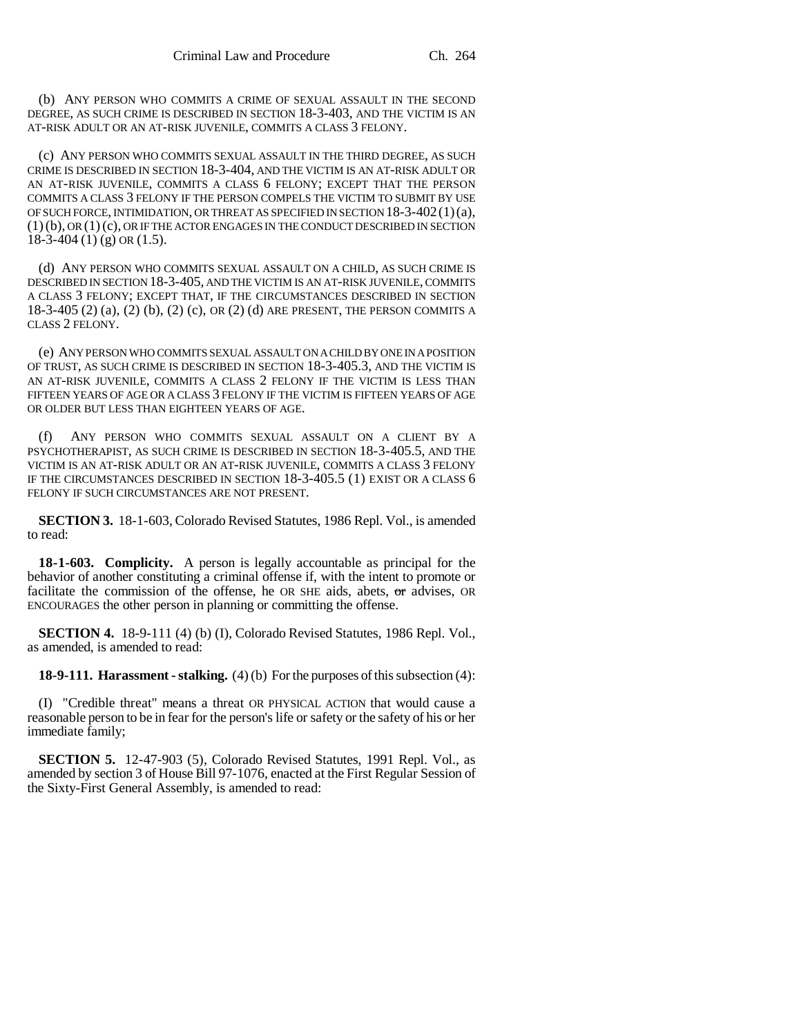(b) ANY PERSON WHO COMMITS A CRIME OF SEXUAL ASSAULT IN THE SECOND DEGREE, AS SUCH CRIME IS DESCRIBED IN SECTION 18-3-403, AND THE VICTIM IS AN AT-RISK ADULT OR AN AT-RISK JUVENILE, COMMITS A CLASS 3 FELONY.

(c) ANY PERSON WHO COMMITS SEXUAL ASSAULT IN THE THIRD DEGREE, AS SUCH CRIME IS DESCRIBED IN SECTION 18-3-404, AND THE VICTIM IS AN AT-RISK ADULT OR AN AT-RISK JUVENILE, COMMITS A CLASS 6 FELONY; EXCEPT THAT THE PERSON COMMITS A CLASS 3 FELONY IF THE PERSON COMPELS THE VICTIM TO SUBMIT BY USE OF SUCH FORCE, INTIMIDATION, OR THREAT AS SPECIFIED IN SECTION 18-3-402 (1) (a), (1) (b), OR (1) (c), OR IF THE ACTOR ENGAGES IN THE CONDUCT DESCRIBED IN SECTION 18-3-404 (1) (g) OR (1.5).

(d) ANY PERSON WHO COMMITS SEXUAL ASSAULT ON A CHILD, AS SUCH CRIME IS DESCRIBED IN SECTION 18-3-405, AND THE VICTIM IS AN AT-RISK JUVENILE, COMMITS A CLASS 3 FELONY; EXCEPT THAT, IF THE CIRCUMSTANCES DESCRIBED IN SECTION 18-3-405 (2) (a), (2) (b), (2) (c), OR (2) (d) ARE PRESENT, THE PERSON COMMITS A CLASS 2 FELONY.

(e) ANY PERSON WHO COMMITS SEXUAL ASSAULT ON A CHILD BY ONE IN A POSITION OF TRUST, AS SUCH CRIME IS DESCRIBED IN SECTION 18-3-405.3, AND THE VICTIM IS AN AT-RISK JUVENILE, COMMITS A CLASS 2 FELONY IF THE VICTIM IS LESS THAN FIFTEEN YEARS OF AGE OR A CLASS 3 FELONY IF THE VICTIM IS FIFTEEN YEARS OF AGE OR OLDER BUT LESS THAN EIGHTEEN YEARS OF AGE.

(f) ANY PERSON WHO COMMITS SEXUAL ASSAULT ON A CLIENT BY A PSYCHOTHERAPIST, AS SUCH CRIME IS DESCRIBED IN SECTION 18-3-405.5, AND THE VICTIM IS AN AT-RISK ADULT OR AN AT-RISK JUVENILE, COMMITS A CLASS 3 FELONY IF THE CIRCUMSTANCES DESCRIBED IN SECTION 18-3-405.5 (1) EXIST OR A CLASS 6 FELONY IF SUCH CIRCUMSTANCES ARE NOT PRESENT.

**SECTION 3.** 18-1-603, Colorado Revised Statutes, 1986 Repl. Vol., is amended to read:

**18-1-603. Complicity.** A person is legally accountable as principal for the behavior of another constituting a criminal offense if, with the intent to promote or facilitate the commission of the offense, he OR SHE aids, abets, ~~or~~ advises, OR ENCOURAGES the other person in planning or committing the offense.

**SECTION 4.** 18-9-111 (4) (b) (I), Colorado Revised Statutes, 1986 Repl. Vol., as amended, is amended to read:

**18-9-111. Harassment - stalking.** (4) (b) For the purposes of this subsection (4):

(I) "Credible threat" means a threat OR PHYSICAL ACTION that would cause a reasonable person to be in fear for the person's life or safety or the safety of his or her immediate family;

**SECTION 5.** 12-47-903 (5), Colorado Revised Statutes, 1991 Repl. Vol., as amended by section 3 of House Bill 97-1076, enacted at the First Regular Session of the Sixty-First General Assembly, is amended to read: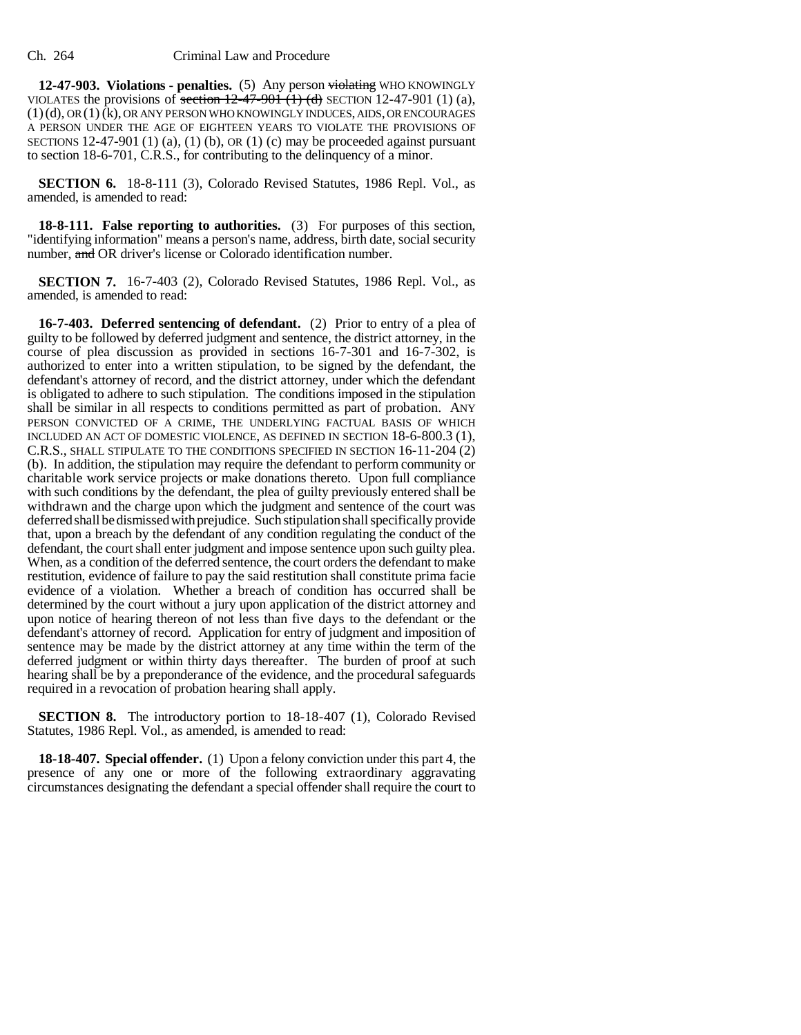**12-47-903. Violations - penalties.** (5) Any person ~~violating~~ WHO KNOWINGLY VIOLATES the provisions of ~~section 12-47-901 (1) (d)~~ SECTION 12-47-901 (1) (a), (1) (d), OR (1) (k), OR ANY PERSON WHO KNOWINGLY INDUCES, AIDS, OR ENCOURAGES A PERSON UNDER THE AGE OF EIGHTEEN YEARS TO VIOLATE THE PROVISIONS OF SECTIONS 12-47-901 (1) (a), (1) (b), OR (1) (c) may be proceeded against pursuant to section 18-6-701, C.R.S., for contributing to the delinquency of a minor.

**SECTION 6.** 18-8-111 (3), Colorado Revised Statutes, 1986 Repl. Vol., as amended, is amended to read:

**18-8-111. False reporting to authorities.** (3) For purposes of this section, "identifying information" means a person's name, address, birth date, social security number, ~~and~~ OR driver's license or Colorado identification number.

**SECTION 7.** 16-7-403 (2), Colorado Revised Statutes, 1986 Repl. Vol., as amended, is amended to read:

**16-7-403. Deferred sentencing of defendant.** (2) Prior to entry of a plea of guilty to be followed by deferred judgment and sentence, the district attorney, in the course of plea discussion as provided in sections 16-7-301 and 16-7-302, is authorized to enter into a written stipulation, to be signed by the defendant, the defendant's attorney of record, and the district attorney, under which the defendant is obligated to adhere to such stipulation. The conditions imposed in the stipulation shall be similar in all respects to conditions permitted as part of probation. ANY PERSON CONVICTED OF A CRIME, THE UNDERLYING FACTUAL BASIS OF WHICH INCLUDED AN ACT OF DOMESTIC VIOLENCE, AS DEFINED IN SECTION 18-6-800.3 (1), C.R.S., SHALL STIPULATE TO THE CONDITIONS SPECIFIED IN SECTION 16-11-204 (2) (b). In addition, the stipulation may require the defendant to perform community or charitable work service projects or make donations thereto. Upon full compliance with such conditions by the defendant, the plea of guilty previously entered shall be withdrawn and the charge upon which the judgment and sentence of the court was deferred shall be dismissed with prejudice. Such stipulation shall specifically provide that, upon a breach by the defendant of any condition regulating the conduct of the defendant, the court shall enter judgment and impose sentence upon such guilty plea. When, as a condition of the deferred sentence, the court orders the defendant to make restitution, evidence of failure to pay the said restitution shall constitute prima facie evidence of a violation. Whether a breach of condition has occurred shall be determined by the court without a jury upon application of the district attorney and upon notice of hearing thereon of not less than five days to the defendant or the defendant's attorney of record. Application for entry of judgment and imposition of sentence may be made by the district attorney at any time within the term of the deferred judgment or within thirty days thereafter. The burden of proof at such hearing shall be by a preponderance of the evidence, and the procedural safeguards required in a revocation of probation hearing shall apply.

**SECTION 8.** The introductory portion to 18-18-407 (1), Colorado Revised Statutes, 1986 Repl. Vol., as amended, is amended to read:

**18-18-407. Special offender.** (1) Upon a felony conviction under this part 4, the presence of any one or more of the following extraordinary aggravating circumstances designating the defendant a special offender shall require the court to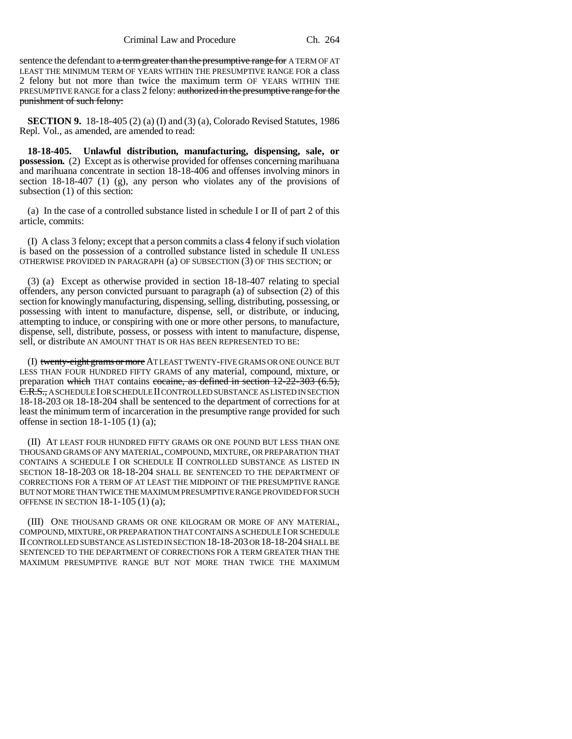sentence the defendant to ~~a term greater than the presumptive range for~~ A TERM OF AT LEAST THE MINIMUM TERM OF YEARS WITHIN THE PRESUMPTIVE RANGE FOR a class 2 felony but not more than twice the maximum term OF YEARS WITHIN THE PRESUMPTIVE RANGE for a class 2 felony: ~~authorized in the presumptive range for the punishment of such felony:~~

**SECTION 9.** 18-18-405 (2) (a) (I) and (3) (a), Colorado Revised Statutes, 1986 Repl. Vol., as amended, are amended to read:

**18-18-405. Unlawful distribution, manufacturing, dispensing, sale, or possession.** (2) Except as is otherwise provided for offenses concerning marihuana and marihuana concentrate in section 18-18-406 and offenses involving minors in section 18-18-407 (1) (g), any person who violates any of the provisions of subsection (1) of this section:

(a) In the case of a controlled substance listed in schedule I or II of part 2 of this article, commits:

(I) A class 3 felony; except that a person commits a class 4 felony if such violation is based on the possession of a controlled substance listed in schedule II UNLESS OTHERWISE PROVIDED IN PARAGRAPH (a) OF SUBSECTION (3) OF THIS SECTION; or

(3) (a) Except as otherwise provided in section 18-18-407 relating to special offenders, any person convicted pursuant to paragraph (a) of subsection (2) of this section for knowingly manufacturing, dispensing, selling, distributing, possessing, or possessing with intent to manufacture, dispense, sell, or distribute, or inducing, attempting to induce, or conspiring with one or more other persons, to manufacture, dispense, sell, distribute, possess, or possess with intent to manufacture, dispense, sell, or distribute AN AMOUNT THAT IS OR HAS BEEN REPRESENTED TO BE:

(I) ~~twenty-eight grams or more~~ AT LEAST TWENTY-FIVE GRAMS OR ONE OUNCE BUT LESS THAN FOUR HUNDRED FIFTY GRAMS of any material, compound, mixture, or preparation ~~which~~ THAT contains ~~cocaine, as defined in section 12-22-303 (6.5), C.R.S.,~~ A SCHEDULE I OR SCHEDULE II CONTROLLED SUBSTANCE AS LISTED IN SECTION 18-18-203 OR 18-18-204 shall be sentenced to the department of corrections for at least the minimum term of incarceration in the presumptive range provided for such offense in section 18-1-105 (1) (a);

(II) AT LEAST FOUR HUNDRED FIFTY GRAMS OR ONE POUND BUT LESS THAN ONE THOUSAND GRAMS OF ANY MATERIAL, COMPOUND, MIXTURE, OR PREPARATION THAT CONTAINS A SCHEDULE I OR SCHEDULE II CONTROLLED SUBSTANCE AS LISTED IN SECTION 18-18-203 OR 18-18-204 SHALL BE SENTENCED TO THE DEPARTMENT OF CORRECTIONS FOR A TERM OF AT LEAST THE MIDPOINT OF THE PRESUMPTIVE RANGE BUT NOT MORE THAN TWICE THE MAXIMUM PRESUMPTIVE RANGE PROVIDED FOR SUCH OFFENSE IN SECTION 18-1-105 (1) (a);

(III) ONE THOUSAND GRAMS OR ONE KILOGRAM OR MORE OF ANY MATERIAL, COMPOUND, MIXTURE, OR PREPARATION THAT CONTAINS A SCHEDULE I OR SCHEDULE II CONTROLLED SUBSTANCE AS LISTED IN SECTION 18-18-203 OR 18-18-204 SHALL BE SENTENCED TO THE DEPARTMENT OF CORRECTIONS FOR A TERM GREATER THAN THE MAXIMUM PRESUMPTIVE RANGE BUT NOT MORE THAN TWICE THE MAXIMUM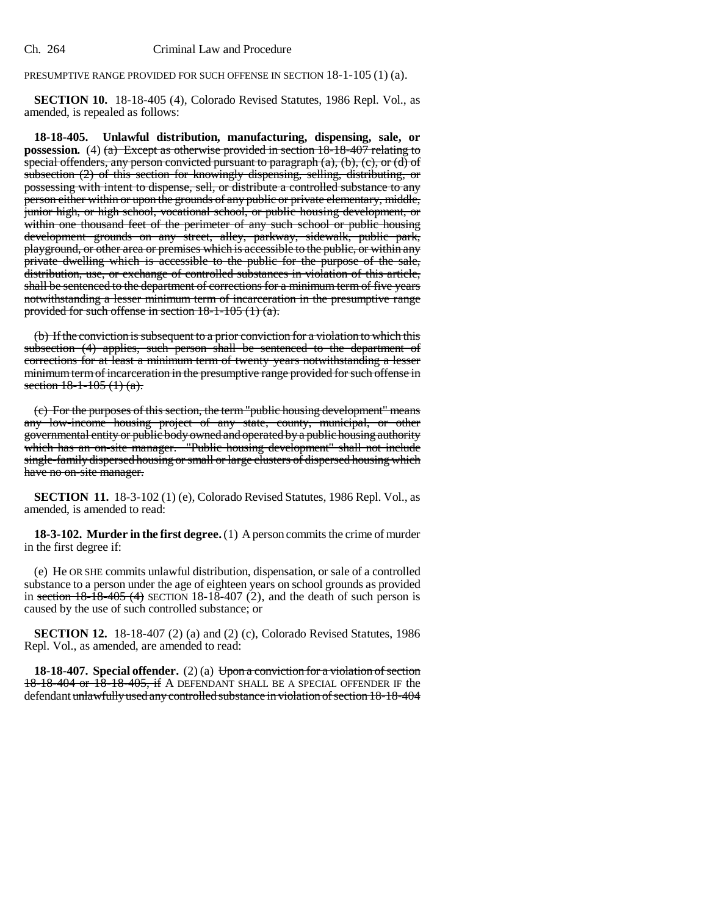PRESUMPTIVE RANGE PROVIDED FOR SUCH OFFENSE IN SECTION 18-1-105 (1) (a).

**SECTION 10.** 18-18-405 (4), Colorado Revised Statutes, 1986 Repl. Vol., as amended, is repealed as follows:

**18-18-405. Unlawful distribution, manufacturing, dispensing, sale, or possession.** (4) ~~(a) Except as otherwise provided in section 18-18-407 relating to special offenders, any person convicted pursuant to paragraph (a), (b), (c), or (d) of subsection (2) of this section for knowingly dispensing, selling, distributing, or possessing with intent to dispense, sell, or distribute a controlled substance to any person either within or upon the grounds of any public or private elementary, middle, junior high, or high school, vocational school, or public housing development, or within one thousand feet of the perimeter of any such school or public housing development grounds on any street, alley, parkway, sidewalk, public park, playground, or other area or premises which is accessible to the public, or within any private dwelling which is accessible to the public for the purpose of the sale, distribution, use, or exchange of controlled substances in violation of this article, shall be sentenced to the department of corrections for a minimum term of five years notwithstanding a lesser minimum term of incarceration in the presumptive range provided for such offense in section 18-1-105 (1) (a).~~

~~(b) If the conviction is subsequent to a prior conviction for a violation to which this subsection (4) applies, such person shall be sentenced to the department of corrections for at least a minimum term of twenty years notwithstanding a lesser minimum term of incarceration in the presumptive range provided for such offense in section 18-1-105 (1) (a).~~

~~(c) For the purposes of this section, the term "public housing development" means any low-income housing project of any state, county, municipal, or other governmental entity or public body owned and operated by a public housing authority which has an on-site manager. "Public housing development" shall not include single-family dispersed housing or small or large clusters of dispersed housing which have no on-site manager.~~

**SECTION 11.** 18-3-102 (1) (e), Colorado Revised Statutes, 1986 Repl. Vol., as amended, is amended to read:

**18-3-102. Murder in the first degree.** (1) A person commits the crime of murder in the first degree if:

(e) He OR SHE commits unlawful distribution, dispensation, or sale of a controlled substance to a person under the age of eighteen years on school grounds as provided in ~~section 18-18-405 (4)~~ SECTION 18-18-407 (2), and the death of such person is caused by the use of such controlled substance; or

**SECTION 12.** 18-18-407 (2) (a) and (2) (c), Colorado Revised Statutes, 1986 Repl. Vol., as amended, are amended to read:

**18-18-407. Special offender.** (2) (a) ~~Upon a conviction for a violation of section 18-18-404 or 18-18-405, if~~ A DEFENDANT SHALL BE A SPECIAL OFFENDER IF the defendant ~~unlawfully used any controlled substance in violation of section 18-18-404~~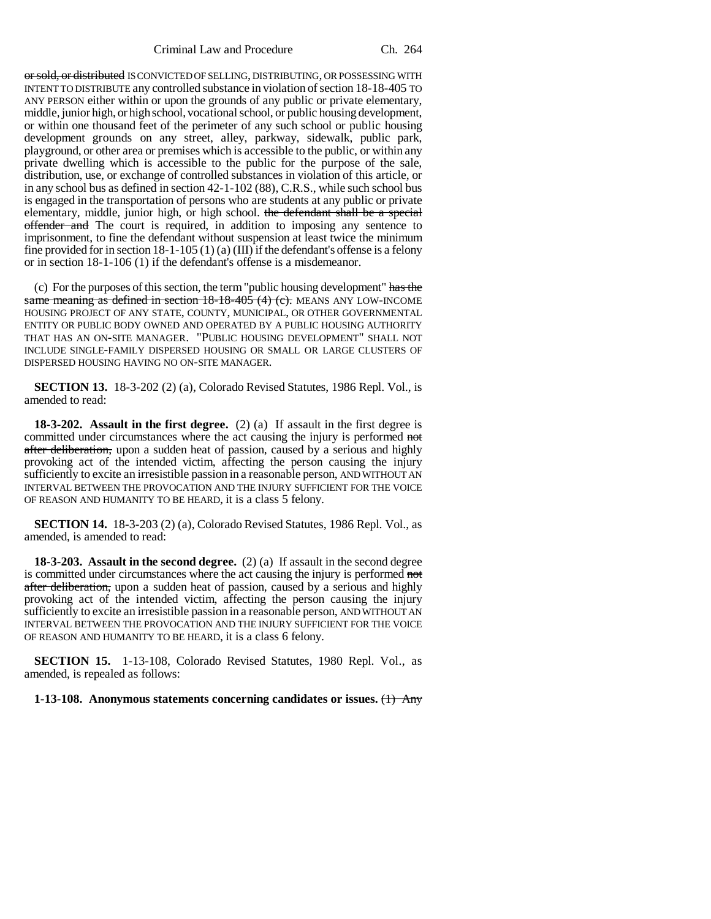~~or sold, or distributed~~ IS CONVICTED OF SELLING, DISTRIBUTING, OR POSSESSING WITH INTENT TO DISTRIBUTE any controlled substance in violation of section 18-18-405 TO ANY PERSON either within or upon the grounds of any public or private elementary, middle, junior high, or high school, vocational school, or public housing development, or within one thousand feet of the perimeter of any such school or public housing development grounds on any street, alley, parkway, sidewalk, public park, playground, or other area or premises which is accessible to the public, or within any private dwelling which is accessible to the public for the purpose of the sale, distribution, use, or exchange of controlled substances in violation of this article, or in any school bus as defined in section 42-1-102 (88), C.R.S., while such school bus is engaged in the transportation of persons who are students at any public or private elementary, middle, junior high, or high school. ~~the defendant shall be a special offender and~~ The court is required, in addition to imposing any sentence to imprisonment, to fine the defendant without suspension at least twice the minimum fine provided for in section 18-1-105 (1) (a) (III) if the defendant's offense is a felony or in section 18-1-106 (1) if the defendant's offense is a misdemeanor.

(c) For the purposes of this section, the term "public housing development" ~~has the same meaning as defined in section 18-18-405 (4) (c).~~ MEANS ANY LOW-INCOME HOUSING PROJECT OF ANY STATE, COUNTY, MUNICIPAL, OR OTHER GOVERNMENTAL ENTITY OR PUBLIC BODY OWNED AND OPERATED BY A PUBLIC HOUSING AUTHORITY THAT HAS AN ON-SITE MANAGER. "PUBLIC HOUSING DEVELOPMENT" SHALL NOT INCLUDE SINGLE-FAMILY DISPERSED HOUSING OR SMALL OR LARGE CLUSTERS OF DISPERSED HOUSING HAVING NO ON-SITE MANAGER.

**SECTION 13.** 18-3-202 (2) (a), Colorado Revised Statutes, 1986 Repl. Vol., is amended to read:

**18-3-202. Assault in the first degree.** (2) (a) If assault in the first degree is committed under circumstances where the act causing the injury is performed ~~not after deliberation,~~ upon a sudden heat of passion, caused by a serious and highly provoking act of the intended victim, affecting the person causing the injury sufficiently to excite an irresistible passion in a reasonable person, AND WITHOUT AN INTERVAL BETWEEN THE PROVOCATION AND THE INJURY SUFFICIENT FOR THE VOICE OF REASON AND HUMANITY TO BE HEARD, it is a class 5 felony.

**SECTION 14.** 18-3-203 (2) (a), Colorado Revised Statutes, 1986 Repl. Vol., as amended, is amended to read:

**18-3-203. Assault in the second degree.** (2) (a) If assault in the second degree is committed under circumstances where the act causing the injury is performed ~~not after deliberation,~~ upon a sudden heat of passion, caused by a serious and highly provoking act of the intended victim, affecting the person causing the injury sufficiently to excite an irresistible passion in a reasonable person, AND WITHOUT AN INTERVAL BETWEEN THE PROVOCATION AND THE INJURY SUFFICIENT FOR THE VOICE OF REASON AND HUMANITY TO BE HEARD, it is a class 6 felony.

**SECTION 15.** 1-13-108, Colorado Revised Statutes, 1980 Repl. Vol., as amended, is repealed as follows:

**1-13-108. Anonymous statements concerning candidates or issues.** ~~(1) Any~~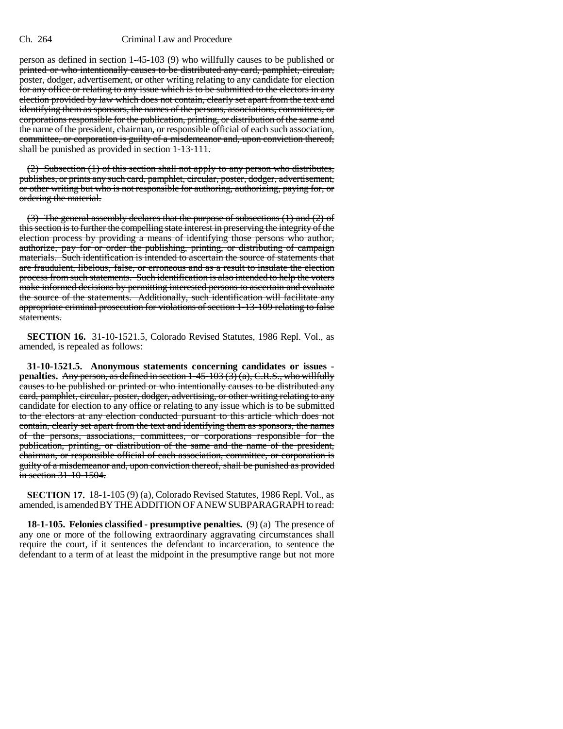person as defined in section 1-45-103 (9) who willfully causes to be published or printed or who intentionally causes to be distributed any card, pamphlet, circular, poster, dodger, advertisement, or other writing relating to any candidate for election for any office or relating to any issue which is to be submitted to the electors in any election provided by law which does not contain, clearly set apart from the text and identifying them as sponsors, the names of the persons, associations, committees, or corporations responsible for the publication, printing, or distribution of the same and the name of the president, chairman, or responsible official of each such association, committee, or corporation is guilty of a misdemeanor and, upon conviction thereof, shall be punished as provided in section 1-13-111.

(2) Subsection (1) of this section shall not apply to any person who distributes, publishes, or prints any such card, pamphlet, circular, poster, dodger, advertisement, or other writing but who is not responsible for authoring, authorizing, paying for, or ordering the material.

(3) The general assembly declares that the purpose of subsections (1) and (2) of this section is to further the compelling state interest in preserving the integrity of the election process by providing a means of identifying those persons who author, authorize, pay for or order the publishing, printing, or distributing of campaign materials. Such identification is intended to ascertain the source of statements that are fraudulent, libelous, false, or erroneous and as a result to insulate the election process from such statements. Such identification is also intended to help the voters make informed decisions by permitting interested persons to ascertain and evaluate the source of the statements. Additionally, such identification will facilitate any appropriate criminal prosecution for violations of section 1-13-109 relating to false statements.

**SECTION 16.** 31-10-1521.5, Colorado Revised Statutes, 1986 Repl. Vol., as amended, is repealed as follows:

**31-10-1521.5. Anonymous statements concerning candidates or issues - penalties.** Any person, as defined in section 1-45-103 (3) (a), C.R.S., who willfully causes to be published or printed or who intentionally causes to be distributed any card, pamphlet, circular, poster, dodger, advertising, or other writing relating to any candidate for election to any office or relating to any issue which is to be submitted to the electors at any election conducted pursuant to this article which does not contain, clearly set apart from the text and identifying them as sponsors, the names of the persons, associations, committees, or corporations responsible for the publication, printing, or distribution of the same and the name of the president, chairman, or responsible official of each association, committee, or corporation is guilty of a misdemeanor and, upon conviction thereof, shall be punished as provided in section 31-10-1504.

**SECTION 17.** 18-1-105 (9) (a), Colorado Revised Statutes, 1986 Repl. Vol., as amended, is amended BY THE ADDITION OF A NEW SUBPARAGRAPH to read:

**18-1-105. Felonies classified - presumptive penalties.** (9) (a) The presence of any one or more of the following extraordinary aggravating circumstances shall require the court, if it sentences the defendant to incarceration, to sentence the defendant to a term of at least the midpoint in the presumptive range but not more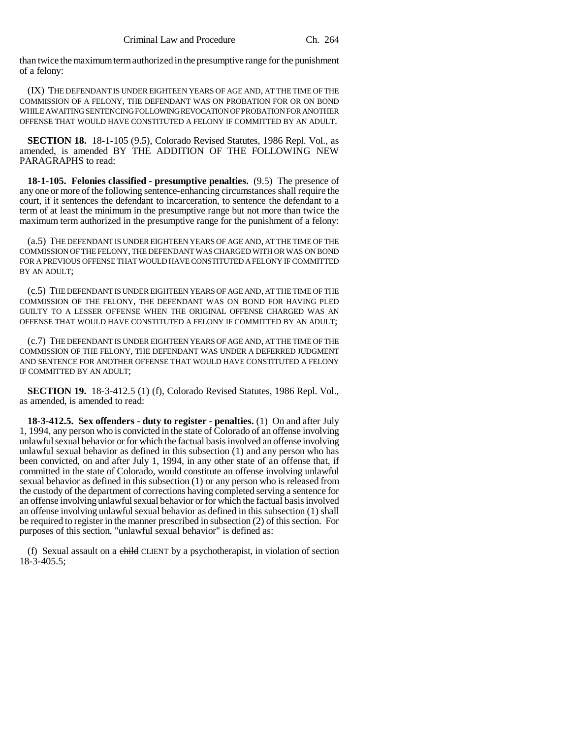than twice the maximum term authorized in the presumptive range for the punishment of a felony:

(IX) THE DEFENDANT IS UNDER EIGHTEEN YEARS OF AGE AND, AT THE TIME OF THE COMMISSION OF A FELONY, THE DEFENDANT WAS ON PROBATION FOR OR ON BOND WHILE AWAITING SENTENCING FOLLOWING REVOCATION OF PROBATION FOR ANOTHER OFFENSE THAT WOULD HAVE CONSTITUTED A FELONY IF COMMITTED BY AN ADULT.

**SECTION 18.** 18-1-105 (9.5), Colorado Revised Statutes, 1986 Repl. Vol., as amended, is amended BY THE ADDITION OF THE FOLLOWING NEW PARAGRAPHS to read:

**18-1-105. Felonies classified - presumptive penalties.** (9.5) The presence of any one or more of the following sentence-enhancing circumstances shall require the court, if it sentences the defendant to incarceration, to sentence the defendant to a term of at least the minimum in the presumptive range but not more than twice the maximum term authorized in the presumptive range for the punishment of a felony:

(a.5) THE DEFENDANT IS UNDER EIGHTEEN YEARS OF AGE AND, AT THE TIME OF THE COMMISSION OF THE FELONY, THE DEFENDANT WAS CHARGED WITH OR WAS ON BOND FOR A PREVIOUS OFFENSE THAT WOULD HAVE CONSTITUTED A FELONY IF COMMITTED BY AN ADULT;

(c.5) THE DEFENDANT IS UNDER EIGHTEEN YEARS OF AGE AND, AT THE TIME OF THE COMMISSION OF THE FELONY, THE DEFENDANT WAS ON BOND FOR HAVING PLED GUILTY TO A LESSER OFFENSE WHEN THE ORIGINAL OFFENSE CHARGED WAS AN OFFENSE THAT WOULD HAVE CONSTITUTED A FELONY IF COMMITTED BY AN ADULT;

(c.7) THE DEFENDANT IS UNDER EIGHTEEN YEARS OF AGE AND, AT THE TIME OF THE COMMISSION OF THE FELONY, THE DEFENDANT WAS UNDER A DEFERRED JUDGMENT AND SENTENCE FOR ANOTHER OFFENSE THAT WOULD HAVE CONSTITUTED A FELONY IF COMMITTED BY AN ADULT;

**SECTION 19.** 18-3-412.5 (1) (f), Colorado Revised Statutes, 1986 Repl. Vol., as amended, is amended to read:

**18-3-412.5. Sex offenders - duty to register - penalties.** (1) On and after July 1, 1994, any person who is convicted in the state of Colorado of an offense involving unlawful sexual behavior or for which the factual basis involved an offense involving unlawful sexual behavior as defined in this subsection (1) and any person who has been convicted, on and after July 1, 1994, in any other state of an offense that, if committed in the state of Colorado, would constitute an offense involving unlawful sexual behavior as defined in this subsection (1) or any person who is released from the custody of the department of corrections having completed serving a sentence for an offense involving unlawful sexual behavior or for which the factual basis involved an offense involving unlawful sexual behavior as defined in this subsection (1) shall be required to register in the manner prescribed in subsection (2) of this section. For purposes of this section, "unlawful sexual behavior" is defined as:

(f) Sexual assault on a ~~child~~ CLIENT by a psychotherapist, in violation of section 18-3-405.5;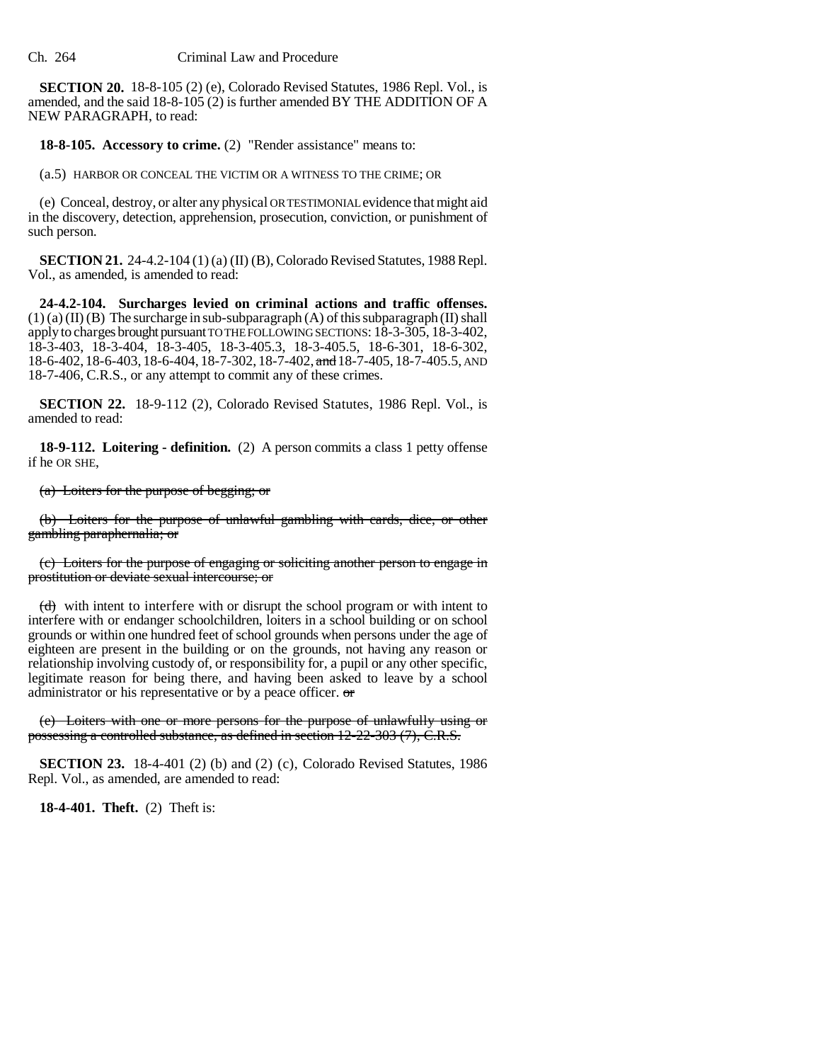**SECTION 20.** 18-8-105 (2) (e), Colorado Revised Statutes, 1986 Repl. Vol., is amended, and the said 18-8-105 (2) is further amended BY THE ADDITION OF A NEW PARAGRAPH, to read:

**18-8-105. Accessory to crime.** (2) "Render assistance" means to:

(a.5) HARBOR OR CONCEAL THE VICTIM OR A WITNESS TO THE CRIME; OR

(e) Conceal, destroy, or alter any physical OR TESTIMONIAL evidence that might aid in the discovery, detection, apprehension, prosecution, conviction, or punishment of such person.

**SECTION 21.** 24-4.2-104 (1) (a) (II) (B), Colorado Revised Statutes, 1988 Repl. Vol., as amended, is amended to read:

**24-4.2-104. Surcharges levied on criminal actions and traffic offenses.** (1) (a) (II) (B) The surcharge in sub-subparagraph (A) of this subparagraph (II) shall apply to charges brought pursuant TO THE FOLLOWING SECTIONS: 18-3-305, 18-3-402, 18-3-403, 18-3-404, 18-3-405, 18-3-405.3, 18-3-405.5, 18-6-301, 18-6-302, 18-6-402, 18-6-403, 18-6-404, 18-7-302, 18-7-402, ~~and~~ 18-7-405, 18-7-405.5, AND 18-7-406, C.R.S., or any attempt to commit any of these crimes.

**SECTION 22.** 18-9-112 (2), Colorado Revised Statutes, 1986 Repl. Vol., is amended to read:

**18-9-112. Loitering - definition.** (2) A person commits a class 1 petty offense if he OR SHE,

~~(a) Loiters for the purpose of begging; or~~

~~(b) Loiters for the purpose of unlawful gambling with cards, dice, or other gambling paraphernalia; or~~

~~(c) Loiters for the purpose of engaging or soliciting another person to engage in prostitution or deviate sexual intercourse; or~~

~~(d)~~ with intent to interfere with or disrupt the school program or with intent to interfere with or endanger schoolchildren, loiters in a school building or on school grounds or within one hundred feet of school grounds when persons under the age of eighteen are present in the building or on the grounds, not having any reason or relationship involving custody of, or responsibility for, a pupil or any other specific, legitimate reason for being there, and having been asked to leave by a school administrator or his representative or by a peace officer. ~~or~~

~~(e) Loiters with one or more persons for the purpose of unlawfully using or possessing a controlled substance, as defined in section 12-22-303 (7), C.R.S.~~

**SECTION 23.** 18-4-401 (2) (b) and (2) (c), Colorado Revised Statutes, 1986 Repl. Vol., as amended, are amended to read:

**18-4-401. Theft.** (2) Theft is: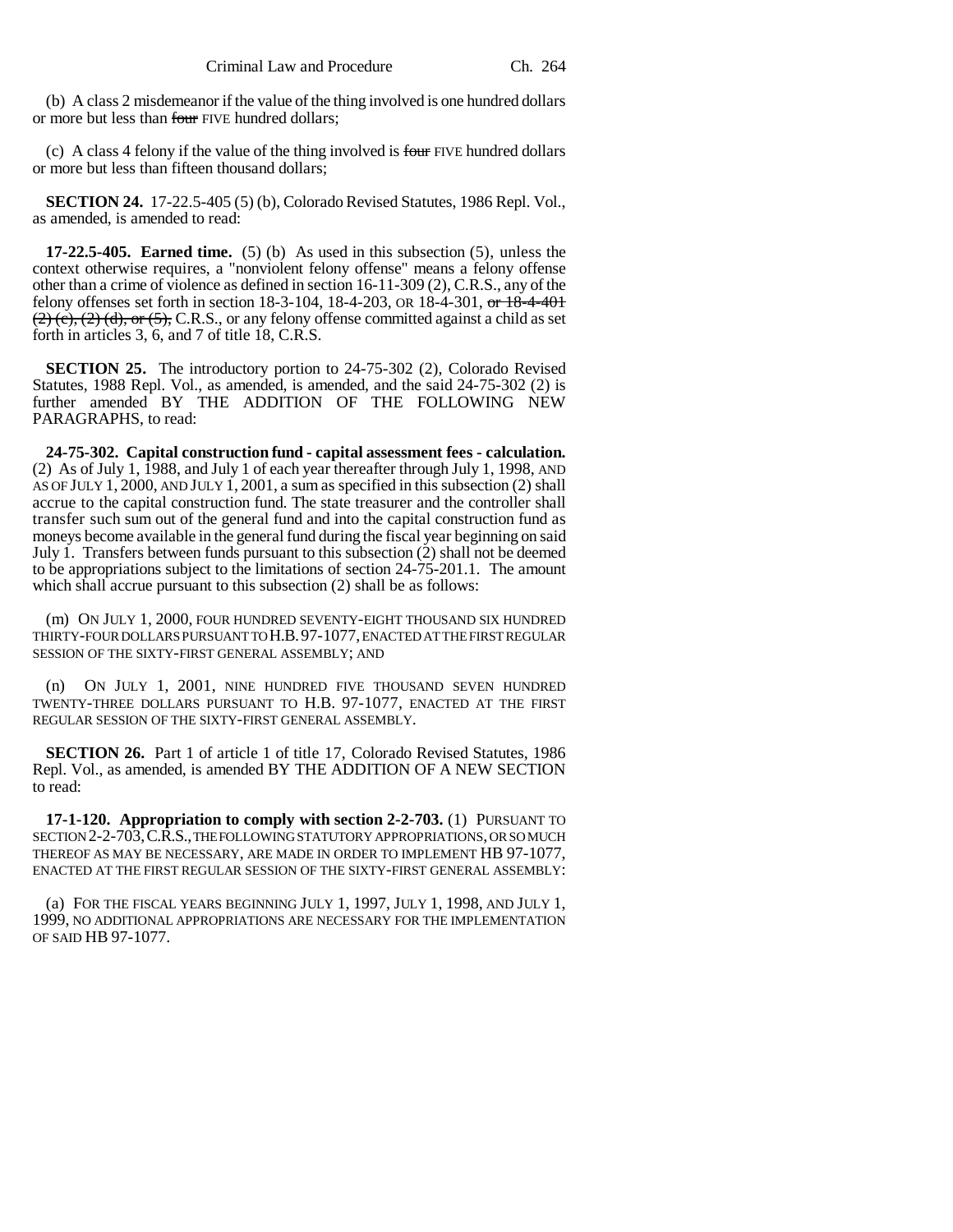(b) A class 2 misdemeanor if the value of the thing involved is one hundred dollars or more but less than ~~four~~ FIVE hundred dollars;

(c) A class 4 felony if the value of the thing involved is ~~four~~ FIVE hundred dollars or more but less than fifteen thousand dollars;

**SECTION 24.** 17-22.5-405 (5) (b), Colorado Revised Statutes, 1986 Repl. Vol., as amended, is amended to read:

**17-22.5-405. Earned time.** (5) (b) As used in this subsection (5), unless the context otherwise requires, a "nonviolent felony offense" means a felony offense other than a crime of violence as defined in section 16-11-309 (2), C.R.S., any of the felony offenses set forth in section 18-3-104, 18-4-203, OR 18-4-301, ~~or 18-4-401 (2) (c), (2) (d), or (5),~~ C.R.S., or any felony offense committed against a child as set forth in articles 3, 6, and 7 of title 18, C.R.S.

**SECTION 25.** The introductory portion to 24-75-302 (2), Colorado Revised Statutes, 1988 Repl. Vol., as amended, is amended, and the said 24-75-302 (2) is further amended BY THE ADDITION OF THE FOLLOWING NEW PARAGRAPHS, to read:

**24-75-302. Capital construction fund - capital assessment fees - calculation.** (2) As of July 1, 1988, and July 1 of each year thereafter through July 1, 1998, AND AS OF JULY 1, 2000, AND JULY 1, 2001, a sum as specified in this subsection (2) shall accrue to the capital construction fund. The state treasurer and the controller shall transfer such sum out of the general fund and into the capital construction fund as moneys become available in the general fund during the fiscal year beginning on said July 1. Transfers between funds pursuant to this subsection (2) shall not be deemed to be appropriations subject to the limitations of section 24-75-201.1. The amount which shall accrue pursuant to this subsection (2) shall be as follows:

(m) ON JULY 1, 2000, FOUR HUNDRED SEVENTY-EIGHT THOUSAND SIX HUNDRED THIRTY-FOUR DOLLARS PURSUANT TO H.B. 97-1077, ENACTED AT THE FIRST REGULAR SESSION OF THE SIXTY-FIRST GENERAL ASSEMBLY; AND

(n) ON JULY 1, 2001, NINE HUNDRED FIVE THOUSAND SEVEN HUNDRED TWENTY-THREE DOLLARS PURSUANT TO H.B. 97-1077, ENACTED AT THE FIRST REGULAR SESSION OF THE SIXTY-FIRST GENERAL ASSEMBLY.

**SECTION 26.** Part 1 of article 1 of title 17, Colorado Revised Statutes, 1986 Repl. Vol., as amended, is amended BY THE ADDITION OF A NEW SECTION to read:

**17-1-120. Appropriation to comply with section 2-2-703.** (1) PURSUANT TO SECTION 2-2-703, C.R.S., THE FOLLOWING STATUTORY APPROPRIATIONS, OR SO MUCH THEREOF AS MAY BE NECESSARY, ARE MADE IN ORDER TO IMPLEMENT HB 97-1077, ENACTED AT THE FIRST REGULAR SESSION OF THE SIXTY-FIRST GENERAL ASSEMBLY:

(a) FOR THE FISCAL YEARS BEGINNING JULY 1, 1997, JULY 1, 1998, AND JULY 1, 1999, NO ADDITIONAL APPROPRIATIONS ARE NECESSARY FOR THE IMPLEMENTATION OF SAID HB 97-1077.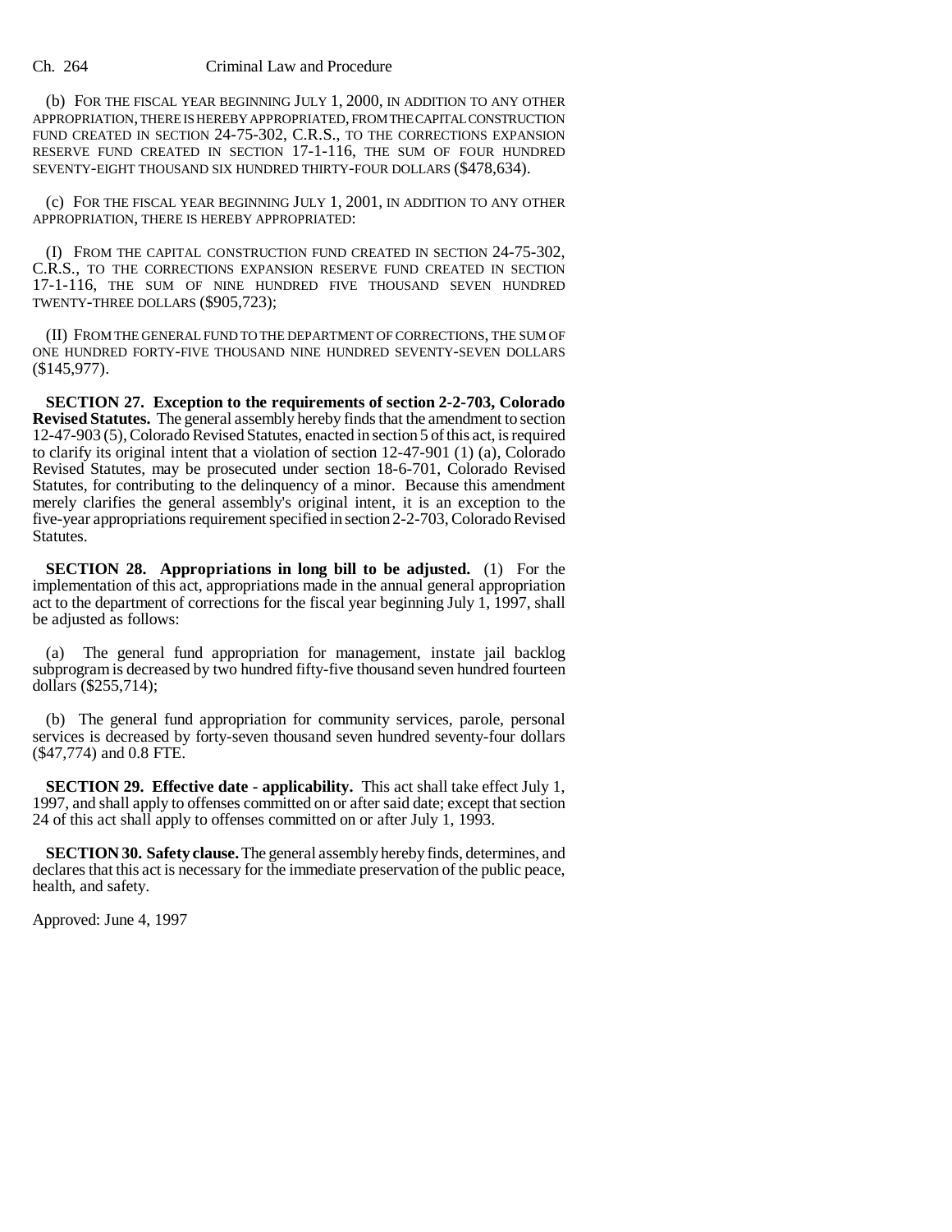(b) FOR THE FISCAL YEAR BEGINNING JULY 1, 2000, IN ADDITION TO ANY OTHER APPROPRIATION, THERE IS HEREBY APPROPRIATED, FROM THE CAPITAL CONSTRUCTION FUND CREATED IN SECTION 24-75-302, C.R.S., TO THE CORRECTIONS EXPANSION RESERVE FUND CREATED IN SECTION 17-1-116, THE SUM OF FOUR HUNDRED SEVENTY-EIGHT THOUSAND SIX HUNDRED THIRTY-FOUR DOLLARS ($478,634).

(c) FOR THE FISCAL YEAR BEGINNING JULY 1, 2001, IN ADDITION TO ANY OTHER APPROPRIATION, THERE IS HEREBY APPROPRIATED:

(I) FROM THE CAPITAL CONSTRUCTION FUND CREATED IN SECTION 24-75-302, C.R.S., TO THE CORRECTIONS EXPANSION RESERVE FUND CREATED IN SECTION 17-1-116, THE SUM OF NINE HUNDRED FIVE THOUSAND SEVEN HUNDRED TWENTY-THREE DOLLARS ($905,723);

(II) FROM THE GENERAL FUND TO THE DEPARTMENT OF CORRECTIONS, THE SUM OF ONE HUNDRED FORTY-FIVE THOUSAND NINE HUNDRED SEVENTY-SEVEN DOLLARS ($145,977).

**SECTION 27. Exception to the requirements of section 2-2-703, Colorado Revised Statutes.** The general assembly hereby finds that the amendment to section 12-47-903 (5), Colorado Revised Statutes, enacted in section 5 of this act, is required to clarify its original intent that a violation of section 12-47-901 (1) (a), Colorado Revised Statutes, may be prosecuted under section 18-6-701, Colorado Revised Statutes, for contributing to the delinquency of a minor. Because this amendment merely clarifies the general assembly's original intent, it is an exception to the five-year appropriations requirement specified in section 2-2-703, Colorado Revised Statutes.

**SECTION 28. Appropriations in long bill to be adjusted.** (1) For the implementation of this act, appropriations made in the annual general appropriation act to the department of corrections for the fiscal year beginning July 1, 1997, shall be adjusted as follows:

(a) The general fund appropriation for management, instate jail backlog subprogram is decreased by two hundred fifty-five thousand seven hundred fourteen dollars ($255,714);

(b) The general fund appropriation for community services, parole, personal services is decreased by forty-seven thousand seven hundred seventy-four dollars ($47,774) and 0.8 FTE.

**SECTION 29. Effective date - applicability.** This act shall take effect July 1, 1997, and shall apply to offenses committed on or after said date; except that section 24 of this act shall apply to offenses committed on or after July 1, 1993.

**SECTION 30. Safety clause.** The general assembly hereby finds, determines, and declares that this act is necessary for the immediate preservation of the public peace, health, and safety.

Approved: June 4, 1997